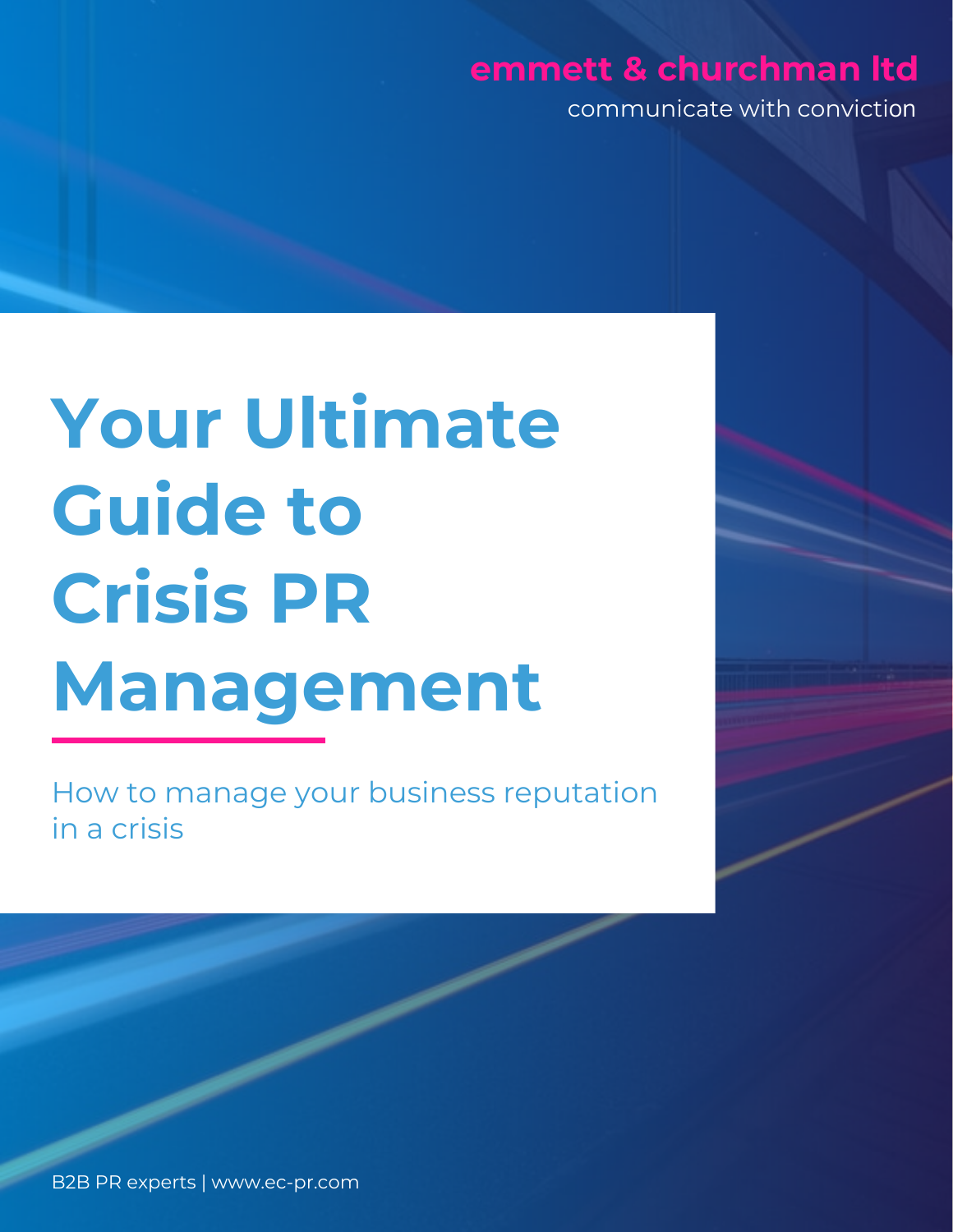emmett & churchman ltd

communicate with conviction

# Your Ultimate Guide to Crisis PR Management

How to manage your business reputation in a crisis

B2B PR experts | www.ec-pr.com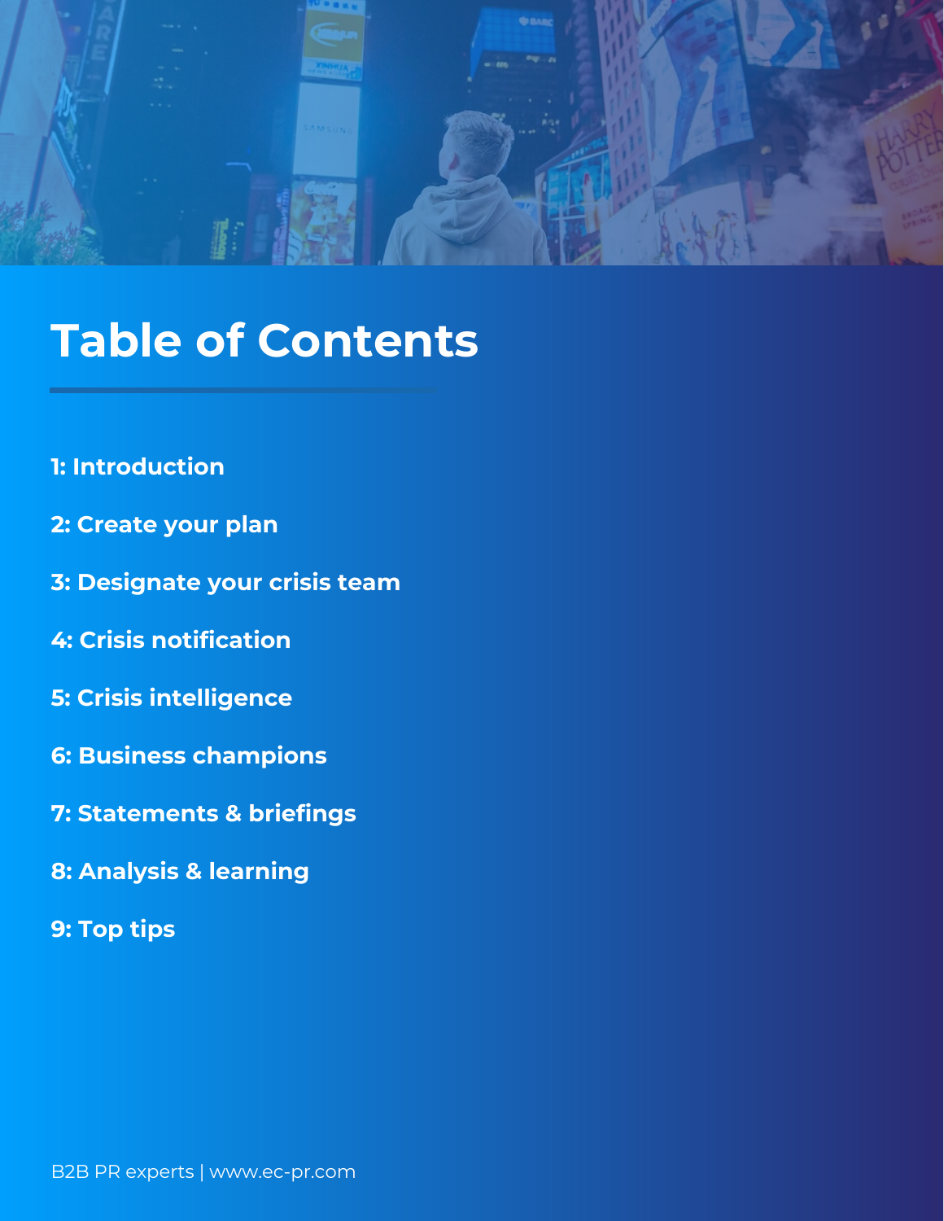# Table of Contents

1: Introduction

2: Create your plan

3: Designate your crisis team

4: Crisis notification

5: Crisis intelligence

6: Business champions

7: Statements & briefings

8: Analysis & learning

9: Top tips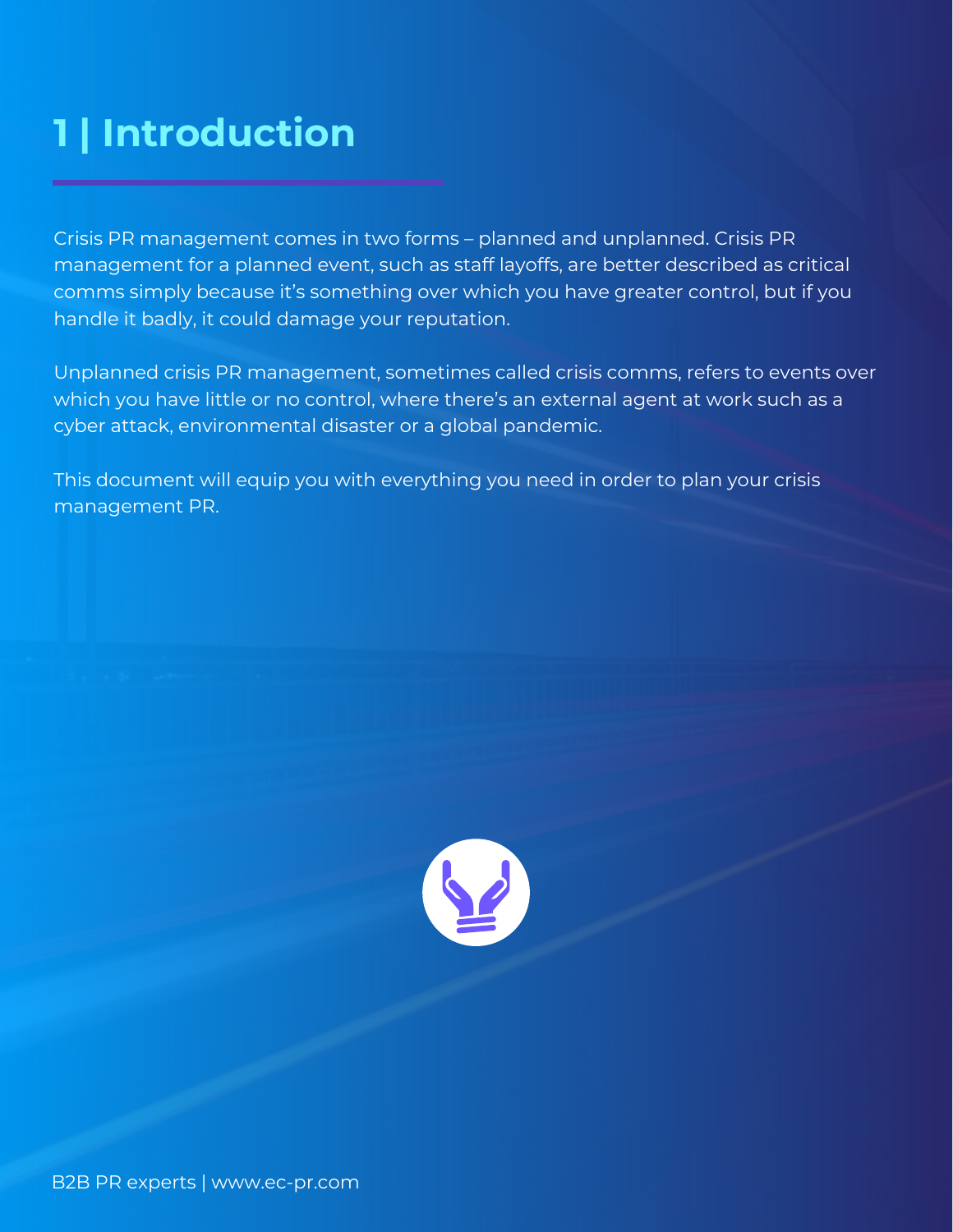# 1 | Introduction

Crisis PR management comes in two forms – planned and unplanned. Crisis PR management for a planned event, such as staff layoffs, are better described as critical comms simply because it's something over which you have greater control, but if you handle it badly, it could damage your reputation.

Unplanned crisis PR management, sometimes called crisis comms, refers to events over which you have little or no control, where there's an external agent at work such as a cyber attack, environmental disaster or a global pandemic.

This document will equip you with everything you need in order to plan your crisis management PR.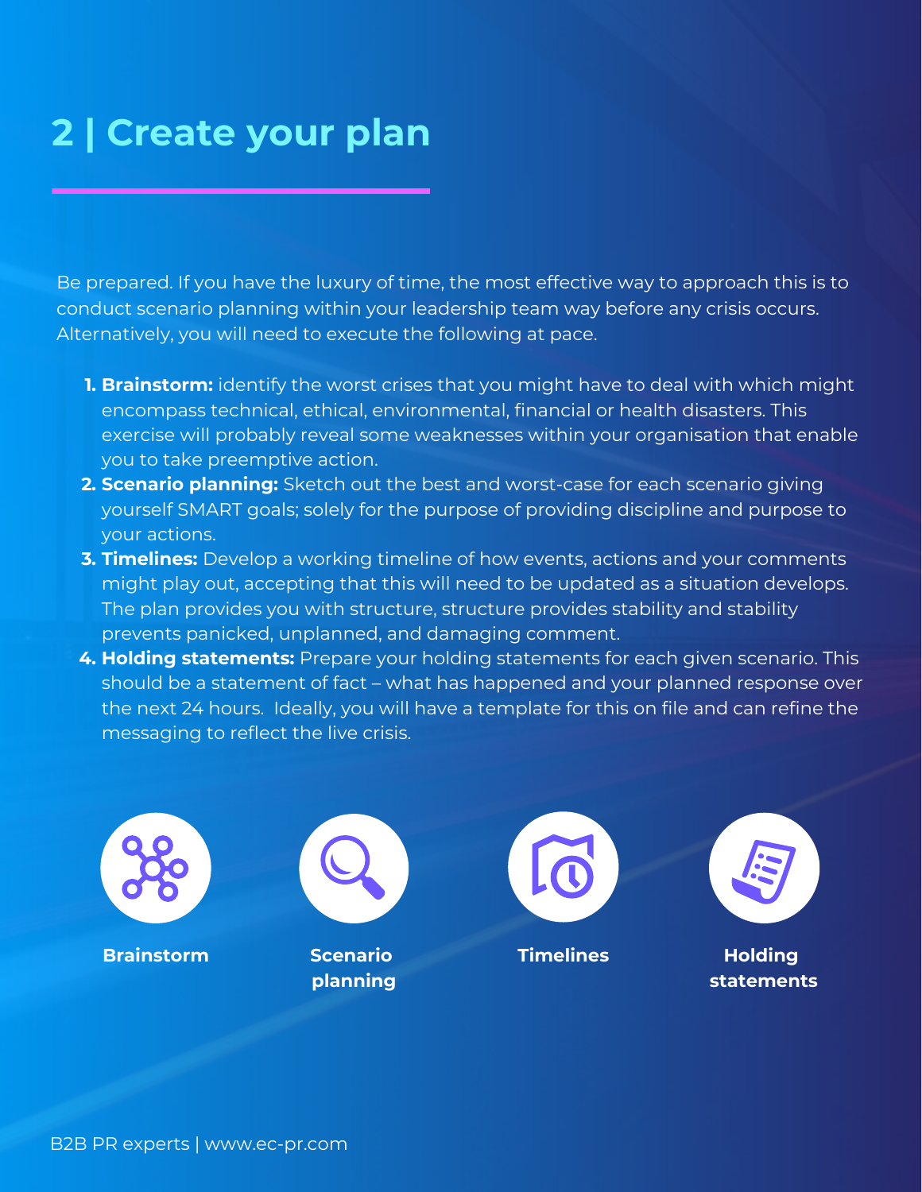## 2 | Create your plan

Be prepared. If you have the luxury of time, the most effective way to approach this is to conduct scenario planning within your leadership team way before any crisis occurs. Alternatively, you will need to execute the following at pace.

1. **Brainstorm:** identify the worst crises that you might have to deal with which might encompass technical, ethical, environmental, financial or health disasters. This exercise will probably reveal some weaknesses within your organisation that enable you to take preemptive action.
2. **Scenario planning:** Sketch out the best and worst-case for each scenario giving yourself SMART goals; solely for the purpose of providing discipline and purpose to your actions.
3. **Timelines:** Develop a working timeline of how events, actions and your comments might play out, accepting that this will need to be updated as a situation develops. The plan provides you with structure, structure provides stability and stability prevents panicked, unplanned, and damaging comment.
4. **Holding statements:** Prepare your holding statements for each given scenario. This should be a statement of fact – what has happened and your planned response over the next 24 hours. Ideally, you will have a template for this on file and can refine the messaging to reflect the live crisis.

**Brainstorm** | **Scenario planning** | **Timelines** | **Holding statements**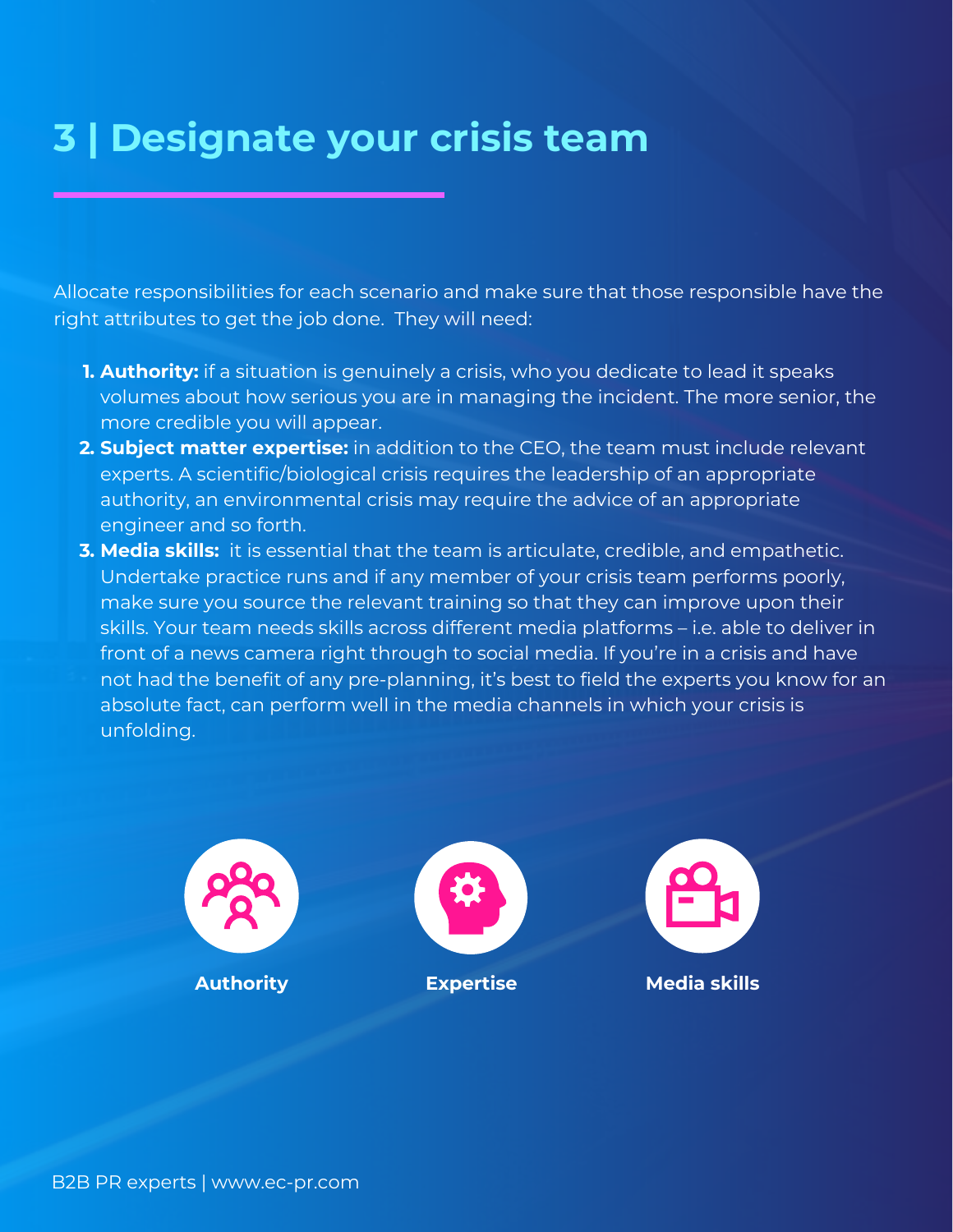# 3 | Designate your crisis team

Allocate responsibilities for each scenario and make sure that those responsible have the right attributes to get the job done.  They will need:

1. **Authority:** if a situation is genuinely a crisis, who you dedicate to lead it speaks volumes about how serious you are in managing the incident. The more senior, the more credible you will appear.
2. **Subject matter expertise:** in addition to the CEO, the team must include relevant experts. A scientific/biological crisis requires the leadership of an appropriate authority, an environmental crisis may require the advice of an appropriate engineer and so forth.
3. **Media skills:** it is essential that the team is articulate, credible, and empathetic. Undertake practice runs and if any member of your crisis team performs poorly, make sure you source the relevant training so that they can improve upon their skills. Your team needs skills across different media platforms – i.e. able to deliver in front of a news camera right through to social media. If you're in a crisis and have not had the benefit of any pre-planning, it's best to field the experts you know for an absolute fact, can perform well in the media channels in which your crisis is unfolding.

**Authority** | **Expertise** | **Media skills**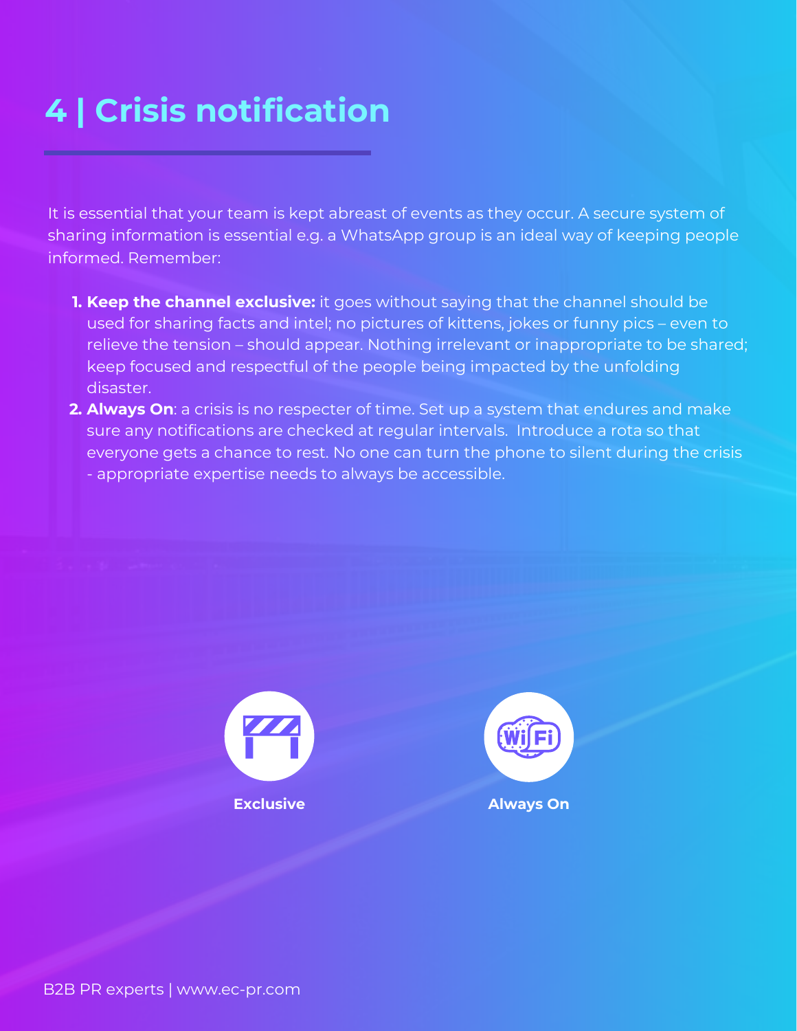# 4 | Crisis notification

It is essential that your team is kept abreast of events as they occur. A secure system of sharing information is essential e.g. a WhatsApp group is an ideal way of keeping people informed. Remember:

1. **Keep the channel exclusive:** it goes without saying that the channel should be used for sharing facts and intel; no pictures of kittens, jokes or funny pics – even to relieve the tension – should appear. Nothing irrelevant or inappropriate to be shared; keep focused and respectful of the people being impacted by the unfolding disaster.
2. **Always On**: a crisis is no respecter of time. Set up a system that endures and make sure any notifications are checked at regular intervals. Introduce a rota so that everyone gets a chance to rest. No one can turn the phone to silent during the crisis - appropriate expertise needs to always be accessible.

**Exclusive**

**Always On**

B2B PR experts | www.ec-pr.com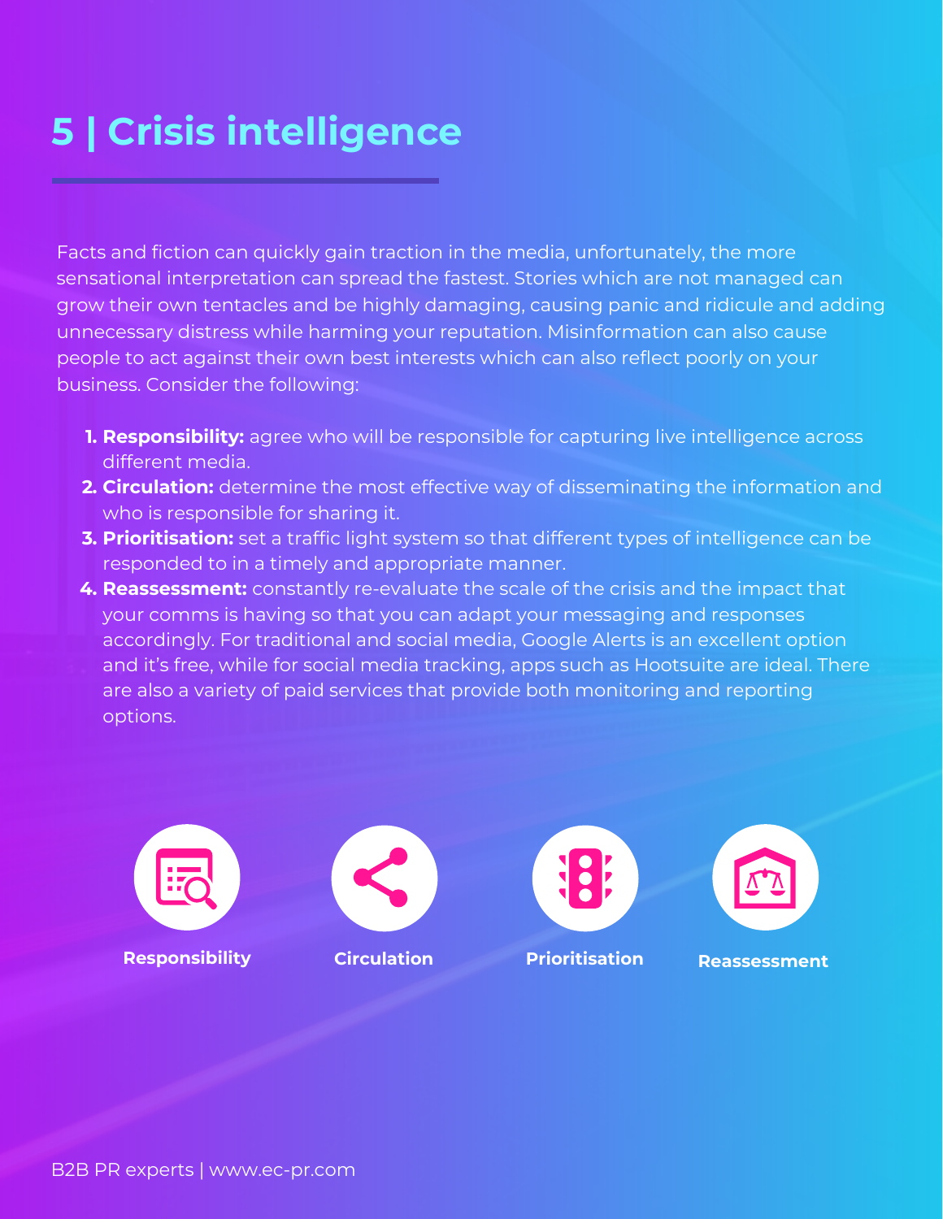# 5 | Crisis intelligence

Facts and fiction can quickly gain traction in the media, unfortunately, the more sensational interpretation can spread the fastest. Stories which are not managed can grow their own tentacles and be highly damaging, causing panic and ridicule and adding unnecessary distress while harming your reputation. Misinformation can also cause people to act against their own best interests which can also reflect poorly on your business. Consider the following:

1. **Responsibility:** agree who will be responsible for capturing live intelligence across different media.
2. **Circulation:** determine the most effective way of disseminating the information and who is responsible for sharing it.
3. **Prioritisation:** set a traffic light system so that different types of intelligence can be responded to in a timely and appropriate manner.
4. **Reassessment:** constantly re-evaluate the scale of the crisis and the impact that your comms is having so that you can adapt your messaging and responses accordingly. For traditional and social media, Google Alerts is an excellent option and it's free, while for social media tracking, apps such as Hootsuite are ideal. There are also a variety of paid services that provide both monitoring and reporting options.

**Responsibility** **Circulation** **Prioritisation** **Reassessment**

B2B PR experts | www.ec-pr.com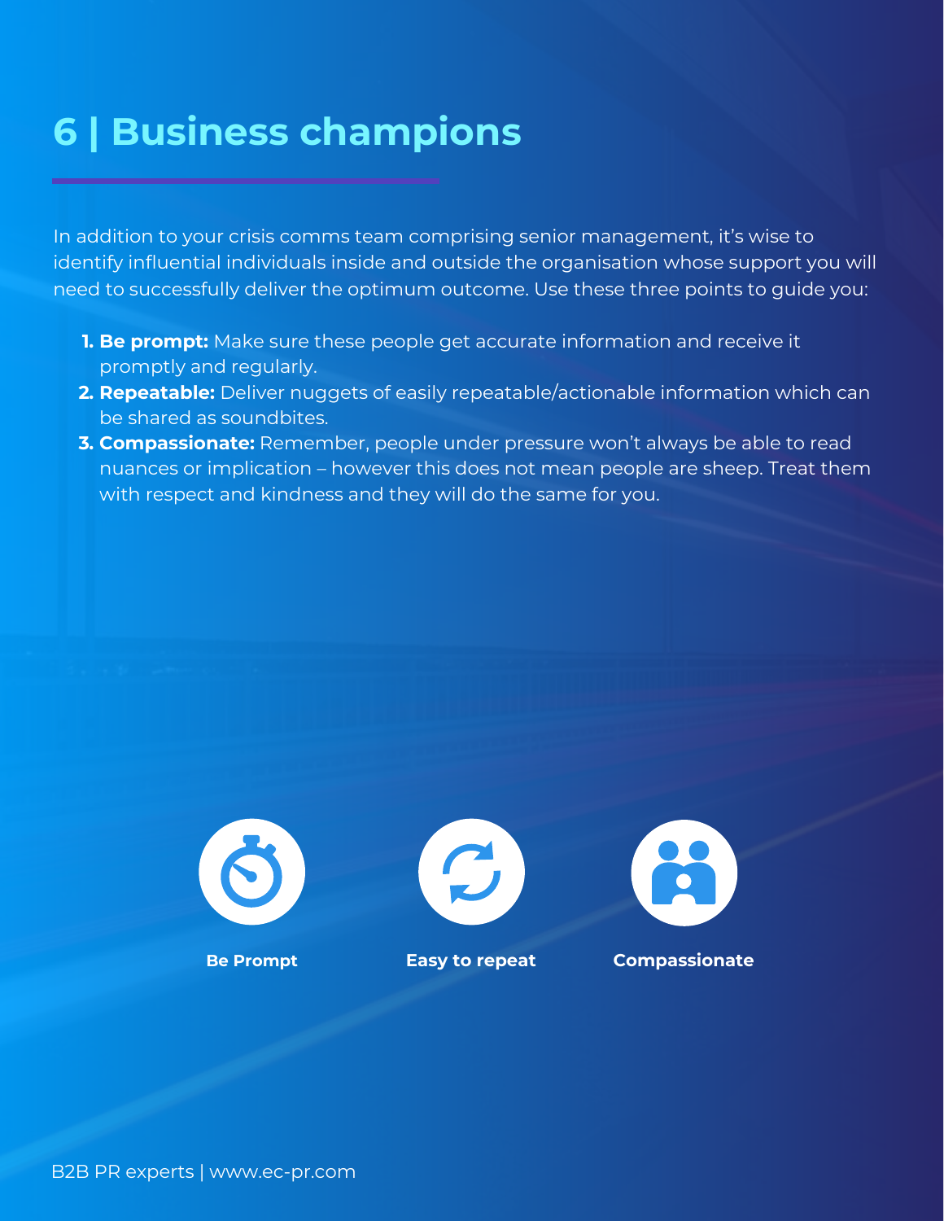# 6 | Business champions

In addition to your crisis comms team comprising senior management, it's wise to identify influential individuals inside and outside the organisation whose support you will need to successfully deliver the optimum outcome. Use these three points to guide you:

1. **Be prompt:** Make sure these people get accurate information and receive it promptly and regularly.
2. **Repeatable:** Deliver nuggets of easily repeatable/actionable information which can be shared as soundbites.
3. **Compassionate:** Remember, people under pressure won't always be able to read nuances or implication – however this does not mean people are sheep. Treat them with respect and kindness and they will do the same for you.

**Be Prompt** | **Easy to repeat** | **Compassionate**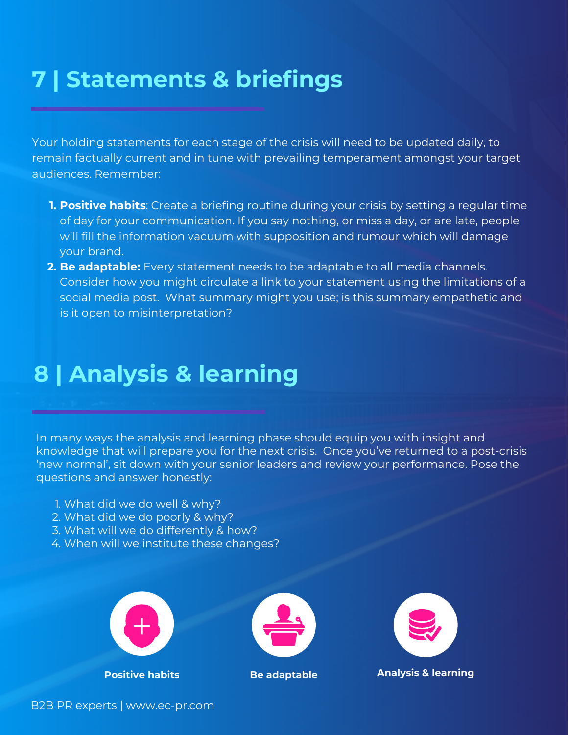# 7 | Statements & briefings

Your holding statements for each stage of the crisis will need to be updated daily, to remain factually current and in tune with prevailing temperament amongst your target audiences. Remember:

1. **Positive habits**: Create a briefing routine during your crisis by setting a regular time of day for your communication. If you say nothing, or miss a day, or are late, people will fill the information vacuum with supposition and rumour which will damage your brand.
2. **Be adaptable:** Every statement needs to be adaptable to all media channels. Consider how you might circulate a link to your statement using the limitations of a social media post. What summary might you use; is this summary empathetic and is it open to misinterpretation?

# 8 | Analysis & learning

In many ways the analysis and learning phase should equip you with insight and knowledge that will prepare you for the next crisis. Once you've returned to a post-crisis 'new normal', sit down with your senior leaders and review your performance. Pose the questions and answer honestly:

1. What did we do well & why?
2. What did we do poorly & why?
3. What will we do differently & how?
4. When will we institute these changes?

**Positive habits** **Be adaptable** **Analysis & learning**

B2B PR experts | www.ec-pr.com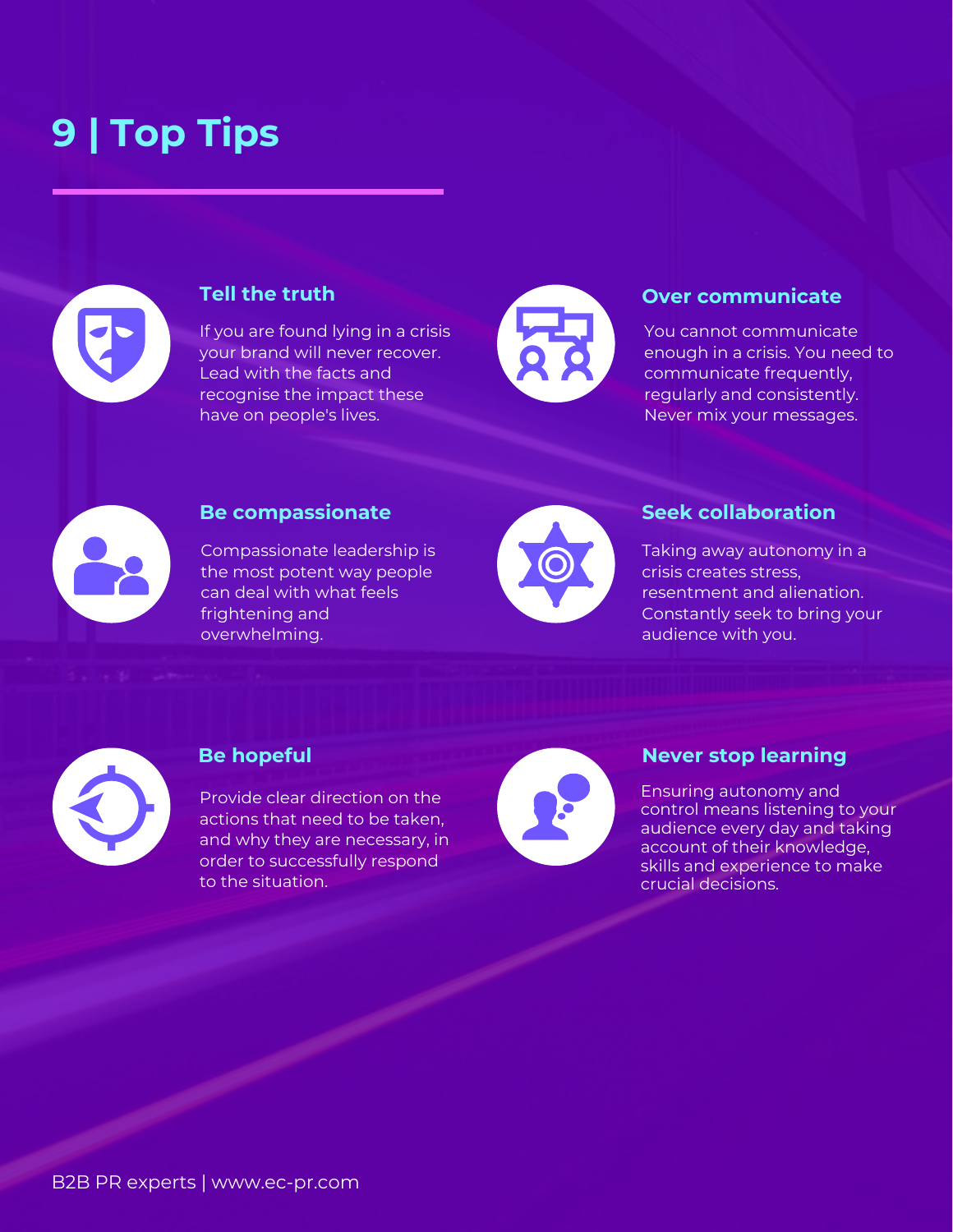# 9 | Top Tips

### Tell the truth

If you are found lying in a crisis your brand will never recover. Lead with the facts and recognise the impact these have on people's lives.

### Over communicate

You cannot communicate enough in a crisis. You need to communicate frequently, regularly and consistently. Never mix your messages.

### Be compassionate

Compassionate leadership is the most potent way people can deal with what feels frightening and overwhelming.

### Seek collaboration

Taking away autonomy in a crisis creates stress, resentment and alienation. Constantly seek to bring your audience with you.

### Be hopeful

Provide clear direction on the actions that need to be taken, and why they are necessary, in order to successfully respond to the situation.

### Never stop learning

Ensuring autonomy and control means listening to your audience every day and taking account of their knowledge, skills and experience to make crucial decisions.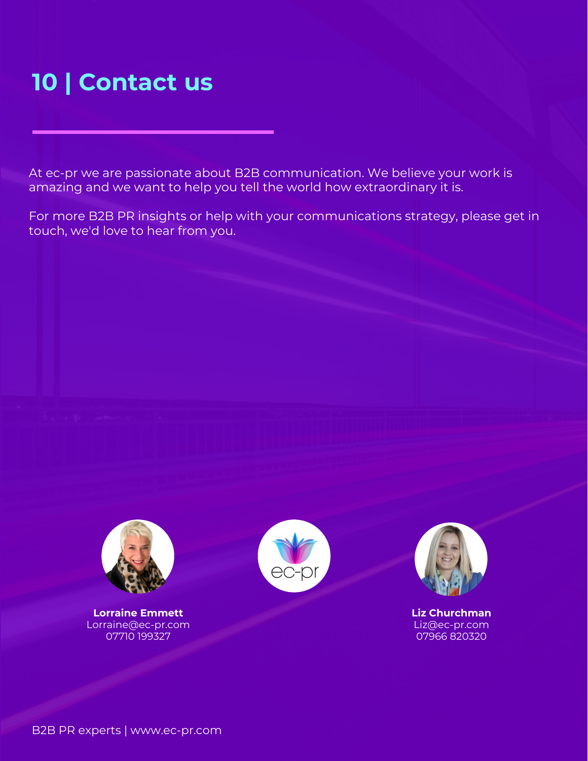# 10 | Contact us

At ec-pr we are passionate about B2B communication. We believe your work is amazing and we want to help you tell the world how extraordinary it is.

For more B2B PR insights or help with your communications strategy, please get in touch, we'd love to hear from you.

**Lorraine Emmett**
Lorraine@ec-pr.com
07710 199327

**Liz Churchman**
Liz@ec-pr.com
07966 820320

B2B PR experts | www.ec-pr.com